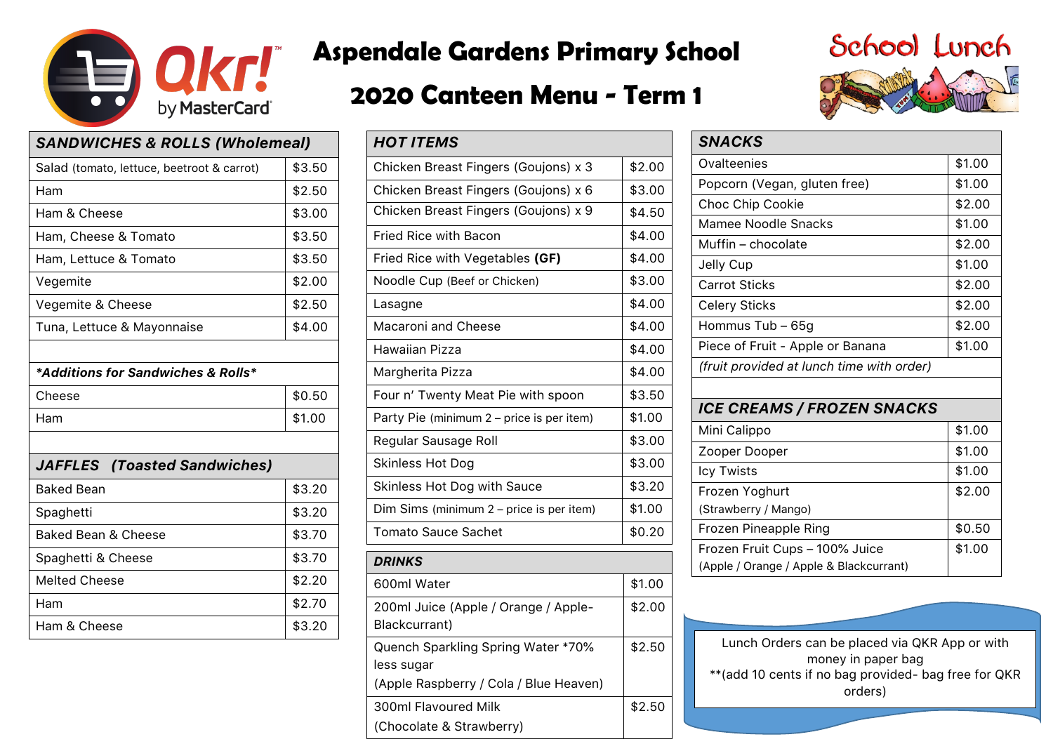# Aspendale Gardens Primary School

## 2020 Canteen Menu - Term 1

School Lunch

| ***SANDWICHES & ROLLS (Wholemeal)*** | |
|---|---|
| Salad (tomato, lettuce, beetroot & carrot) | $3.50 |
| Ham | $2.50 |
| Ham & Cheese | $3.00 |
| Ham, Cheese & Tomato | $3.50 |
| Ham, Lettuce & Tomato | $3.50 |
| Vegemite | $2.00 |
| Vegemite & Cheese | $2.50 |
| Tuna, Lettuce & Mayonnaise | $4.00 |

| ***\*Additions for Sandwiches & Rolls\**** | |
|---|---|
| Cheese | $0.50 |
| Ham | $1.00 |

| ***JAFFLES (Toasted Sandwiches)*** | |
|---|---|
| Baked Bean | $3.20 |
| Spaghetti | $3.20 |
| Baked Bean & Cheese | $3.70 |
| Spaghetti & Cheese | $3.70 |
| Melted Cheese | $2.20 |
| Ham | $2.70 |
| Ham & Cheese | $3.20 |

| ***HOT ITEMS*** | |
|---|---|
| Chicken Breast Fingers (Goujons) x 3 | $2.00 |
| Chicken Breast Fingers (Goujons) x 6 | $3.00 |
| Chicken Breast Fingers (Goujons) x 9 | $4.50 |
| Fried Rice with Bacon | $4.00 |
| Fried Rice with Vegetables **(GF)** | $4.00 |
| Noodle Cup (Beef or Chicken) | $3.00 |
| Lasagne | $4.00 |
| Macaroni and Cheese | $4.00 |
| Hawaiian Pizza | $4.00 |
| Margherita Pizza | $4.00 |
| Four n' Twenty Meat Pie with spoon | $3.50 |
| Party Pie (minimum 2 – price is per item) | $1.00 |
| Regular Sausage Roll | $3.00 |
| Skinless Hot Dog | $3.00 |
| Skinless Hot Dog with Sauce | $3.20 |
| Dim Sims (minimum 2 – price is per item) | $1.00 |
| Tomato Sauce Sachet | $0.20 |

| ***DRINKS*** | |
|---|---|
| 600ml Water | $1.00 |
| 200ml Juice (Apple / Orange / Apple-Blackcurrant) | $2.00 |
| Quench Sparkling Spring Water *70% less sugar (Apple Raspberry / Cola / Blue Heaven) | $2.50 |
| 300ml Flavoured Milk (Chocolate & Strawberry) | $2.50 |

| ***SNACKS*** | |
|---|---|
| Ovalteenies | $1.00 |
| Popcorn (Vegan, gluten free) | $1.00 |
| Choc Chip Cookie | $2.00 |
| Mamee Noodle Snacks | $1.00 |
| Muffin – chocolate | $2.00 |
| Jelly Cup | $1.00 |
| Carrot Sticks | $2.00 |
| Celery Sticks | $2.00 |
| Hommus Tub – 65g | $2.00 |
| Piece of Fruit - Apple or Banana | $1.00 |
| *(fruit provided at lunch time with order)* | |

| ***ICE CREAMS / FROZEN SNACKS*** | |
|---|---|
| Mini Calippo | $1.00 |
| Zooper Dooper | $1.00 |
| Icy Twists | $1.00 |
| Frozen Yoghurt (Strawberry / Mango) | $2.00 |
| Frozen Pineapple Ring | $0.50 |
| Frozen Fruit Cups – 100% Juice (Apple / Orange / Apple & Blackcurrant) | $1.00 |

Lunch Orders can be placed via QKR App or with money in paper bag
**(add 10 cents if no bag provided- bag free for QKR orders)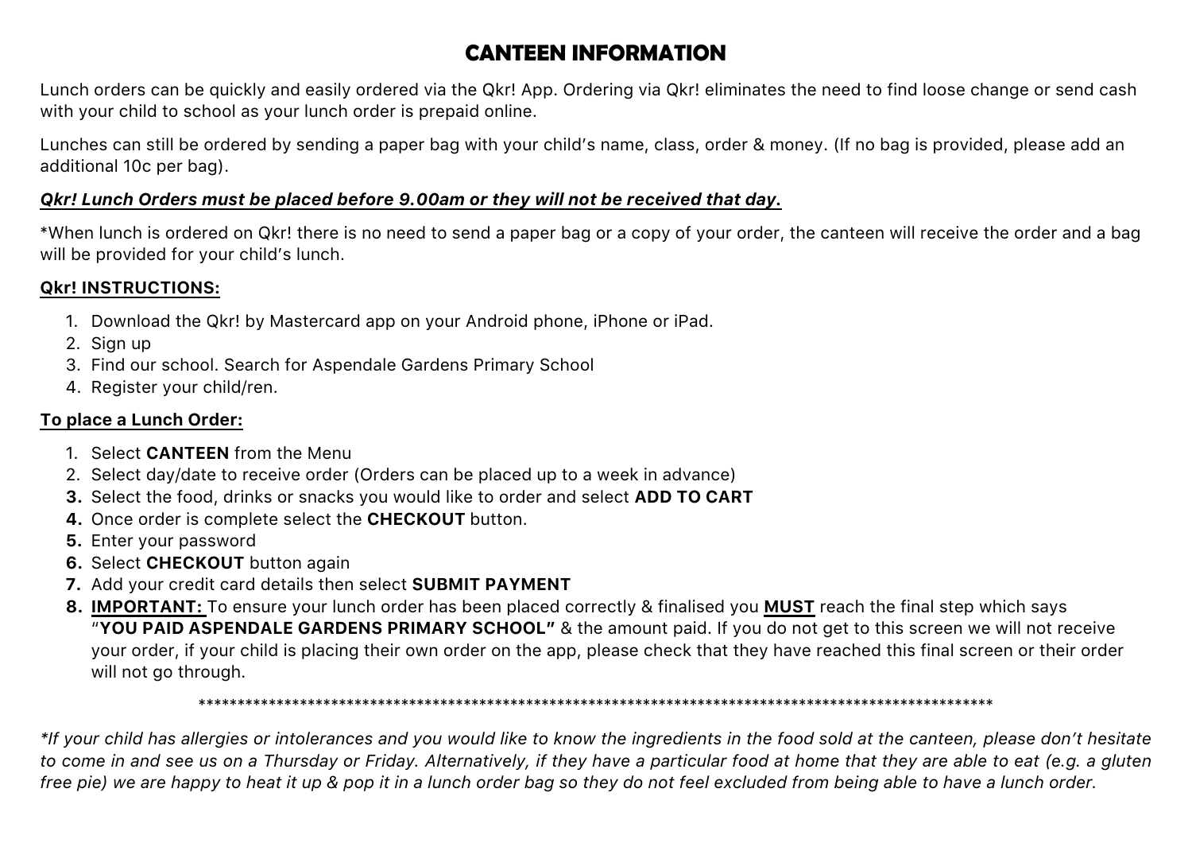# CANTEEN INFORMATION

Lunch orders can be quickly and easily ordered via the Qkr! App. Ordering via Qkr! eliminates the need to find loose change or send cash with your child to school as your lunch order is prepaid online.

Lunches can still be ordered by sending a paper bag with your child's name, class, order & money. (If no bag is provided, please add an additional 10c per bag).

***Qkr! Lunch Orders must be placed before 9.00am or they will not be received that day.***

*When lunch is ordered on Qkr! there is no need to send a paper bag or a copy of your order, the canteen will receive the order and a bag will be provided for your child's lunch.

**Qkr! INSTRUCTIONS:**

1. Download the Qkr! by Mastercard app on your Android phone, iPhone or iPad.
2. Sign up
3. Find our school. Search for Aspendale Gardens Primary School
4. Register your child/ren.

**To place a Lunch Order:**

1. Select **CANTEEN** from the Menu
2. Select day/date to receive order (Orders can be placed up to a week in advance)
3. Select the food, drinks or snacks you would like to order and select **ADD TO CART**
4. Once order is complete select the **CHECKOUT** button.
5. Enter your password
6. Select **CHECKOUT** button again
7. Add your credit card details then select **SUBMIT PAYMENT**
8. **IMPORTANT:** To ensure your lunch order has been placed correctly & finalised you **MUST** reach the final step which says "**YOU PAID ASPENDALE GARDENS PRIMARY SCHOOL"** & the amount paid. If you do not get to this screen we will not receive your order, if your child is placing their own order on the app, please check that they have reached this final screen or their order will not go through.

*******************************************************************************************************

*\*If your child has allergies or intolerances and you would like to know the ingredients in the food sold at the canteen, please don't hesitate to come in and see us on a Thursday or Friday. Alternatively, if they have a particular food at home that they are able to eat (e.g. a gluten free pie) we are happy to heat it up & pop it in a lunch order bag so they do not feel excluded from being able to have a lunch order.*